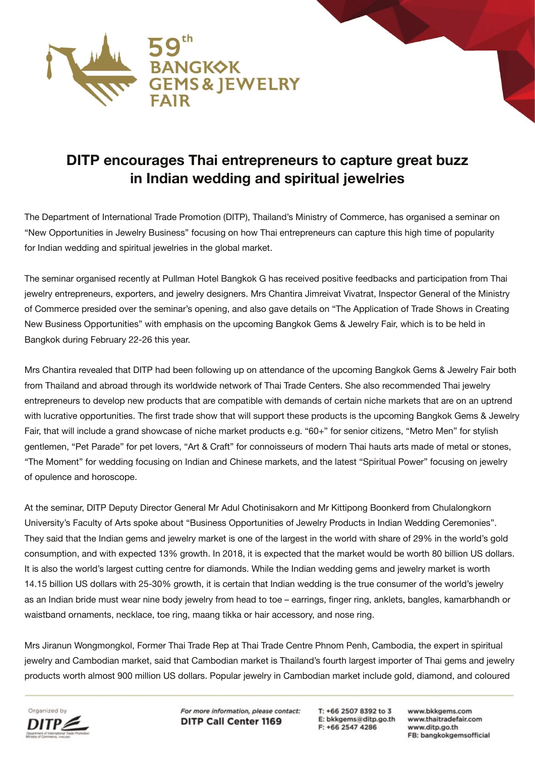59th BANGKOK GEMS & JEWELRY FAIR

# DITP encourages Thai entrepreneurs to capture great buzz in Indian wedding and spiritual jewelries

The Department of International Trade Promotion (DITP), Thailand's Ministry of Commerce, has organised a seminar on "New Opportunities in Jewelry Business" focusing on how Thai entrepreneurs can capture this high time of popularity for Indian wedding and spiritual jewelries in the global market.

The seminar organised recently at Pullman Hotel Bangkok G has received positive feedbacks and participation from Thai jewelry entrepreneurs, exporters, and jewelry designers. Mrs Chantira Jimreivat Vivatrat, Inspector General of the Ministry of Commerce presided over the seminar's opening, and also gave details on "The Application of Trade Shows in Creating New Business Opportunities" with emphasis on the upcoming Bangkok Gems & Jewelry Fair, which is to be held in Bangkok during February 22-26 this year.

Mrs Chantira revealed that DITP had been following up on attendance of the upcoming Bangkok Gems & Jewelry Fair both from Thailand and abroad through its worldwide network of Thai Trade Centers. She also recommended Thai jewelry entrepreneurs to develop new products that are compatible with demands of certain niche markets that are on an uptrend with lucrative opportunities. The first trade show that will support these products is the upcoming Bangkok Gems & Jewelry Fair, that will include a grand showcase of niche market products e.g. "60+" for senior citizens, "Metro Men" for stylish gentlemen, "Pet Parade" for pet lovers, "Art & Craft" for connoisseurs of modern Thai hauts arts made of metal or stones, "The Moment" for wedding focusing on Indian and Chinese markets, and the latest "Spiritual Power" focusing on jewelry of opulence and horoscope.

At the seminar, DITP Deputy Director General Mr Adul Chotinisakorn and Mr Kittipong Boonkerd from Chulalongkorn University's Faculty of Arts spoke about "Business Opportunities of Jewelry Products in Indian Wedding Ceremonies". They said that the Indian gems and jewelry market is one of the largest in the world with share of 29% in the world's gold consumption, and with expected 13% growth. In 2018, it is expected that the market would be worth 80 billion US dollars. It is also the world's largest cutting centre for diamonds. While the Indian wedding gems and jewelry market is worth 14.15 billion US dollars with 25-30% growth, it is certain that Indian wedding is the true consumer of the world's jewelry as an Indian bride must wear nine body jewelry from head to toe – earrings, finger ring, anklets, bangles, kamarbhandh or waistband ornaments, necklace, toe ring, maang tikka or hair accessory, and nose ring.

Mrs Jiranun Wongmongkol, Former Thai Trade Rep at Thai Trade Centre Phnom Penh, Cambodia, the expert in spiritual jewelry and Cambodian market, said that Cambodian market is Thailand's fourth largest importer of Thai gems and jewelry products worth almost 900 million US dollars. Popular jewelry in Cambodian market include gold, diamond, and coloured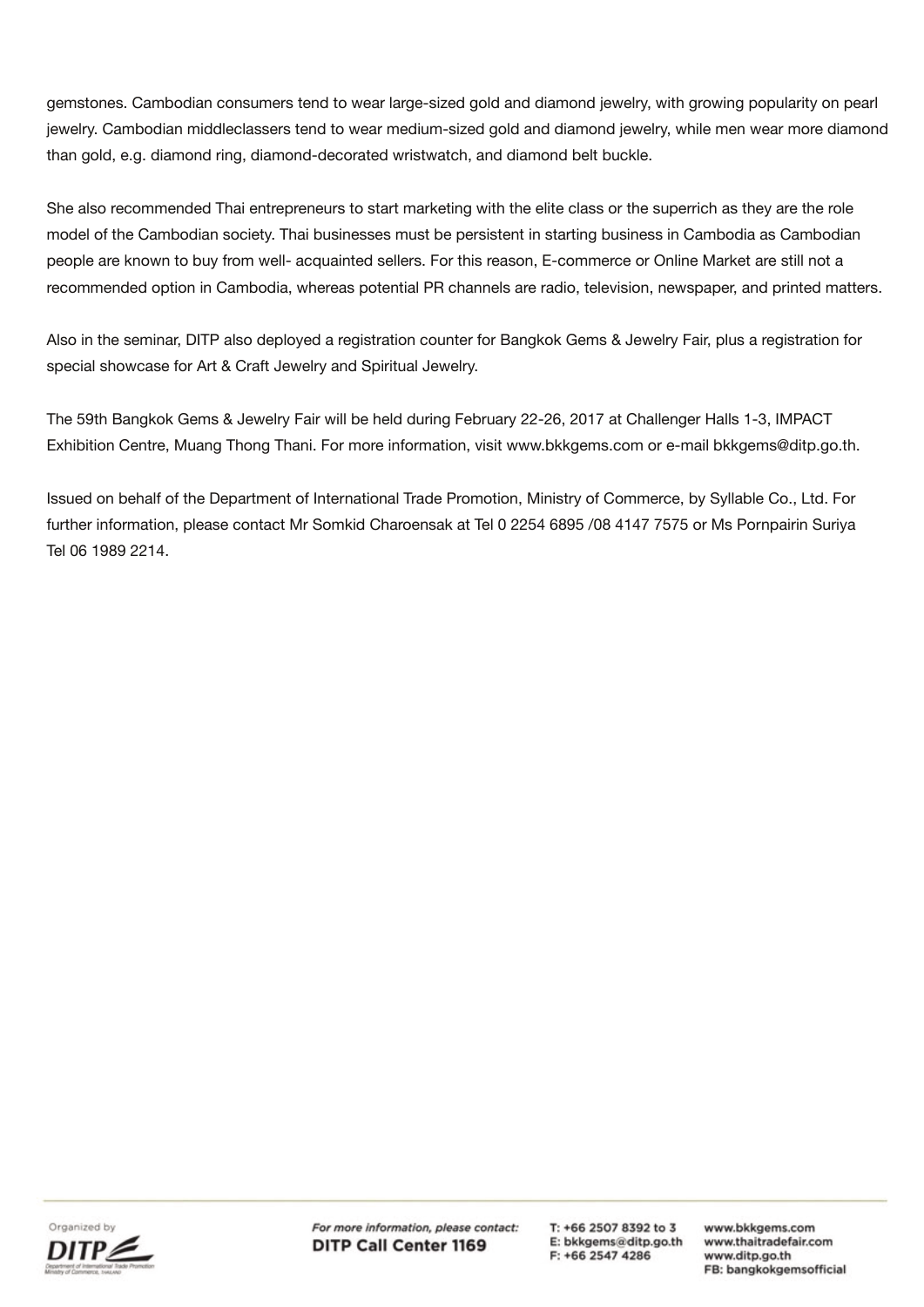gemstones. Cambodian consumers tend to wear large-sized gold and diamond jewelry, with growing popularity on pearl jewelry. Cambodian middleclassers tend to wear medium-sized gold and diamond jewelry, while men wear more diamond than gold, e.g. diamond ring, diamond-decorated wristwatch, and diamond belt buckle.

She also recommended Thai entrepreneurs to start marketing with the elite class or the superrich as they are the role model of the Cambodian society. Thai businesses must be persistent in starting business in Cambodia as Cambodian people are known to buy from well- acquainted sellers. For this reason, E-commerce or Online Market are still not a recommended option in Cambodia, whereas potential PR channels are radio, television, newspaper, and printed matters.

Also in the seminar, DITP also deployed a registration counter for Bangkok Gems & Jewelry Fair, plus a registration for special showcase for Art & Craft Jewelry and Spiritual Jewelry.

The 59th Bangkok Gems & Jewelry Fair will be held during February 22-26, 2017 at Challenger Halls 1-3, IMPACT Exhibition Centre, Muang Thong Thani. For more information, visit www.bkkgems.com or e-mail bkkgems@ditp.go.th.

Issued on behalf of the Department of International Trade Promotion, Ministry of Commerce, by Syllable Co., Ltd. For further information, please contact Mr Somkid Charoensak at Tel 0 2254 6895 /08 4147 7575 or Ms Pornpairin Suriya Tel 06 1989 2214.